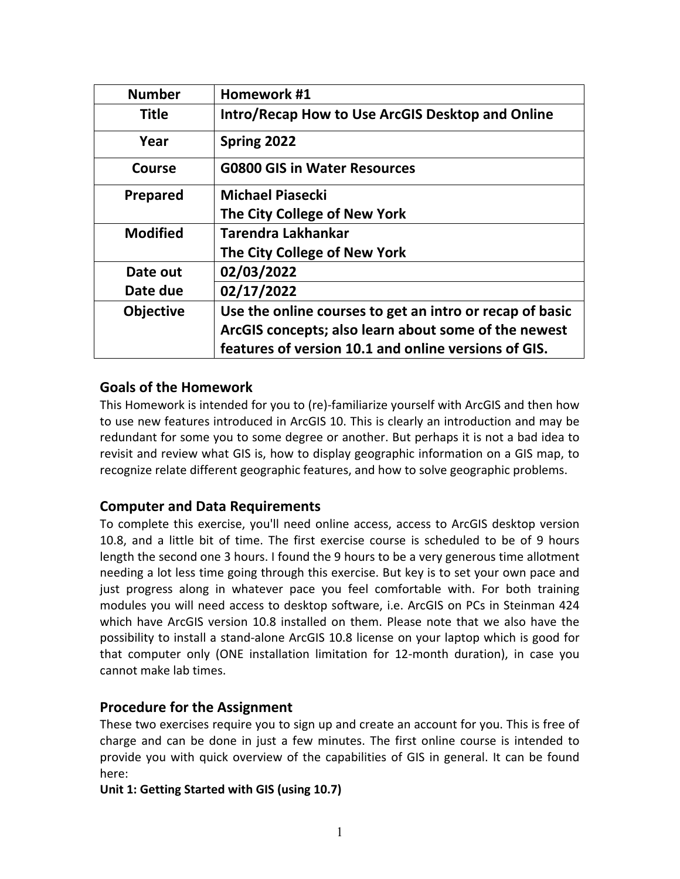| Number | Homework #1 |
|---|---|
| Title | Intro/Recap How to Use ArcGIS Desktop and Online |
| Year | Spring 2022 |
| Course | G0800 GIS in Water Resources |
| Prepared | Michael Piasecki<br>The City College of New York |
| Modified | Tarendra Lakhankar<br>The City College of New York |
| Date out | 02/03/2022 |
| Date due | 02/17/2022 |
| Objective | Use the online courses to get an intro or recap of basic ArcGIS concepts; also learn about some of the newest features of version 10.1 and online versions of GIS. |

## Goals of the Homework

This Homework is intended for you to (re)-familiarize yourself with ArcGIS and then how to use new features introduced in ArcGIS 10. This is clearly an introduction and may be redundant for some you to some degree or another. But perhaps it is not a bad idea to revisit and review what GIS is, how to display geographic information on a GIS map, to recognize relate different geographic features, and how to solve geographic problems.

## Computer and Data Requirements

To complete this exercise, you'll need online access, access to ArcGIS desktop version 10.8, and a little bit of time. The first exercise course is scheduled to be of 9 hours length the second one 3 hours. I found the 9 hours to be a very generous time allotment needing a lot less time going through this exercise. But key is to set your own pace and just progress along in whatever pace you feel comfortable with. For both training modules you will need access to desktop software, i.e. ArcGIS on PCs in Steinman 424 which have ArcGIS version 10.8 installed on them. Please note that we also have the possibility to install a stand-alone ArcGIS 10.8 license on your laptop which is good for that computer only (ONE installation limitation for 12-month duration), in case you cannot make lab times.

## Procedure for the Assignment

These two exercises require you to sign up and create an account for you. This is free of charge and can be done in just a few minutes. The first online course is intended to provide you with quick overview of the capabilities of GIS in general. It can be found here:

**Unit 1: Getting Started with GIS (using 10.7)**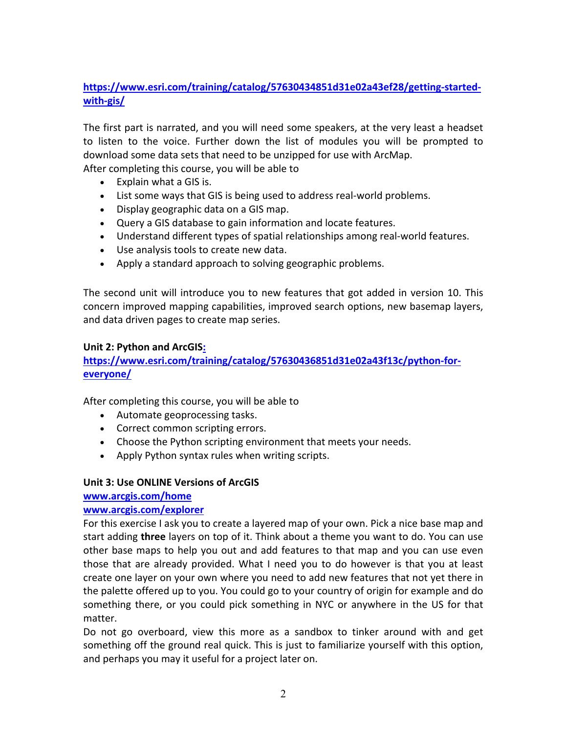https://www.esri.com/training/catalog/57630434851d31e02a43ef28/getting-started-with-gis/

The first part is narrated, and you will need some speakers, at the very least a headset to listen to the voice. Further down the list of modules you will be prompted to download some data sets that need to be unzipped for use with ArcMap.
After completing this course, you will be able to

- Explain what a GIS is.
- List some ways that GIS is being used to address real-world problems.
- Display geographic data on a GIS map.
- Query a GIS database to gain information and locate features.
- Understand different types of spatial relationships among real-world features.
- Use analysis tools to create new data.
- Apply a standard approach to solving geographic problems.

The second unit will introduce you to new features that got added in version 10. This concern improved mapping capabilities, improved search options, new basemap layers, and data driven pages to create map series.

**Unit 2: Python and ArcGIS:**
https://www.esri.com/training/catalog/57630436851d31e02a43f13c/python-for-everyone/

After completing this course, you will be able to

- Automate geoprocessing tasks.
- Correct common scripting errors.
- Choose the Python scripting environment that meets your needs.
- Apply Python syntax rules when writing scripts.

**Unit 3: Use ONLINE Versions of ArcGIS**
www.arcgis.com/home
www.arcgis.com/explorer
For this exercise I ask you to create a layered map of your own. Pick a nice base map and start adding **three** layers on top of it. Think about a theme you want to do. You can use other base maps to help you out and add features to that map and you can use even those that are already provided. What I need you to do however is that you at least create one layer on your own where you need to add new features that not yet there in the palette offered up to you. You could go to your country of origin for example and do something there, or you could pick something in NYC or anywhere in the US for that matter.
Do not go overboard, view this more as a sandbox to tinker around with and get something off the ground real quick. This is just to familiarize yourself with this option, and perhaps you may it useful for a project later on.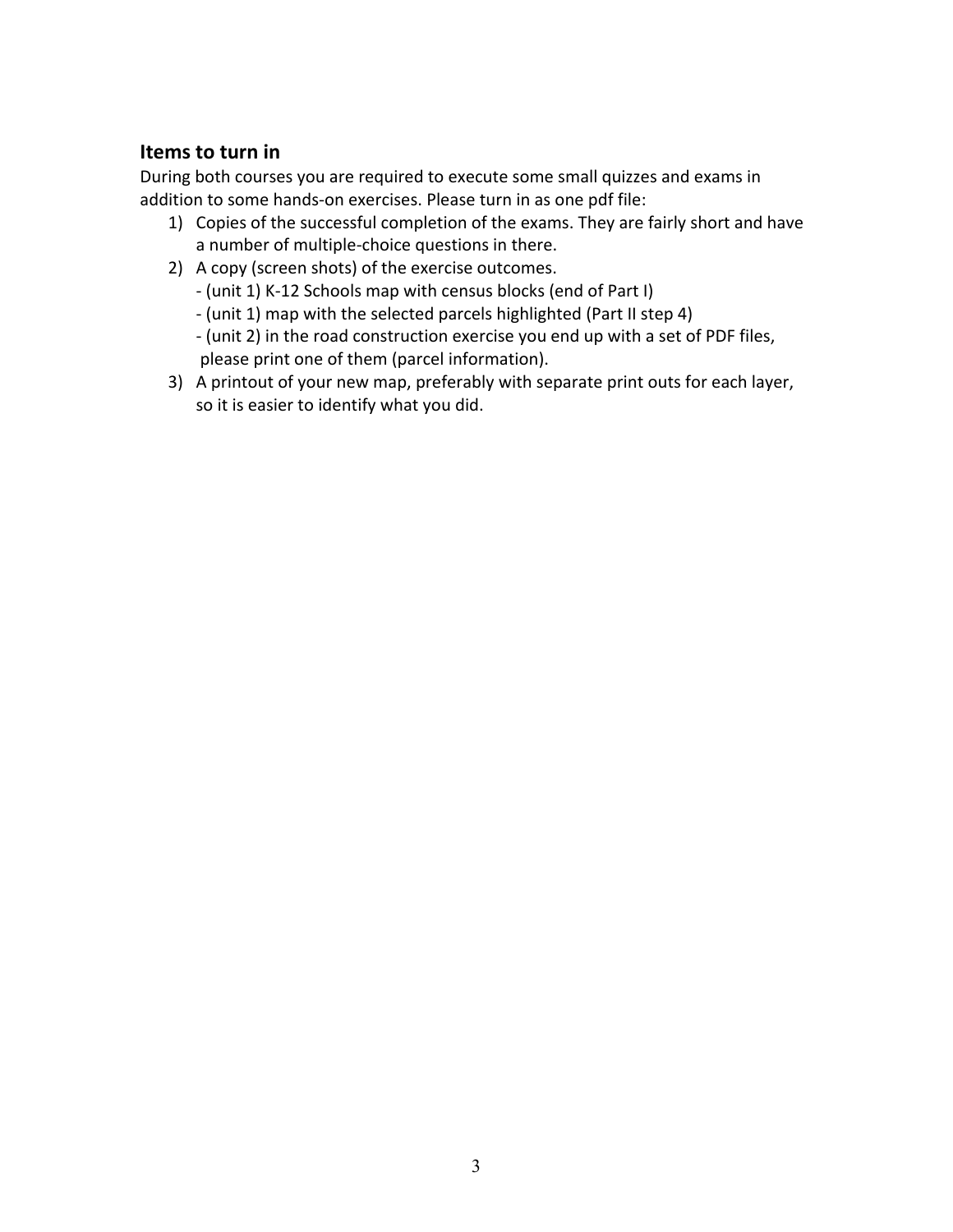## Items to turn in

During both courses you are required to execute some small quizzes and exams in addition to some hands-on exercises. Please turn in as one pdf file:

1) Copies of the successful completion of the exams. They are fairly short and have a number of multiple-choice questions in there.
2) A copy (screen shots) of the exercise outcomes.
   - (unit 1) K-12 Schools map with census blocks (end of Part I)
   - (unit 1) map with the selected parcels highlighted (Part II step 4)
   - (unit 2) in the road construction exercise you end up with a set of PDF files, please print one of them (parcel information).
3) A printout of your new map, preferably with separate print outs for each layer, so it is easier to identify what you did.